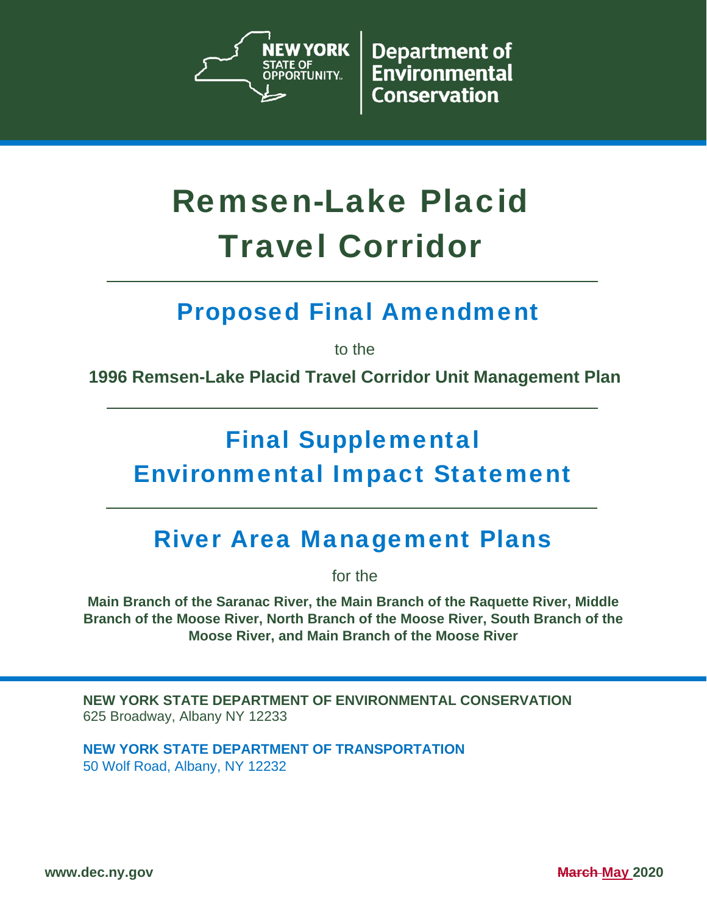NEW YORK STATE OF OPPORTUNITY. | Department of Environmental Conservation

# Remsen-Lake Placid Travel Corridor

## Proposed Final Amendment

to the

**1996 Remsen-Lake Placid Travel Corridor Unit Management Plan**

## Final Supplemental Environmental Impact Statement

## River Area Management Plans

for the

**Main Branch of the Saranac River, the Main Branch of the Raquette River, Middle Branch of the Moose River, North Branch of the Moose River, South Branch of the Moose River, and Main Branch of the Moose River**

**NEW YORK STATE DEPARTMENT OF ENVIRONMENTAL CONSERVATION**
625 Broadway, Albany NY 12233

**NEW YORK STATE DEPARTMENT OF TRANSPORTATION**
50 Wolf Road, Albany, NY 12232

**www.dec.ny.gov**

**~~March~~ May 2020**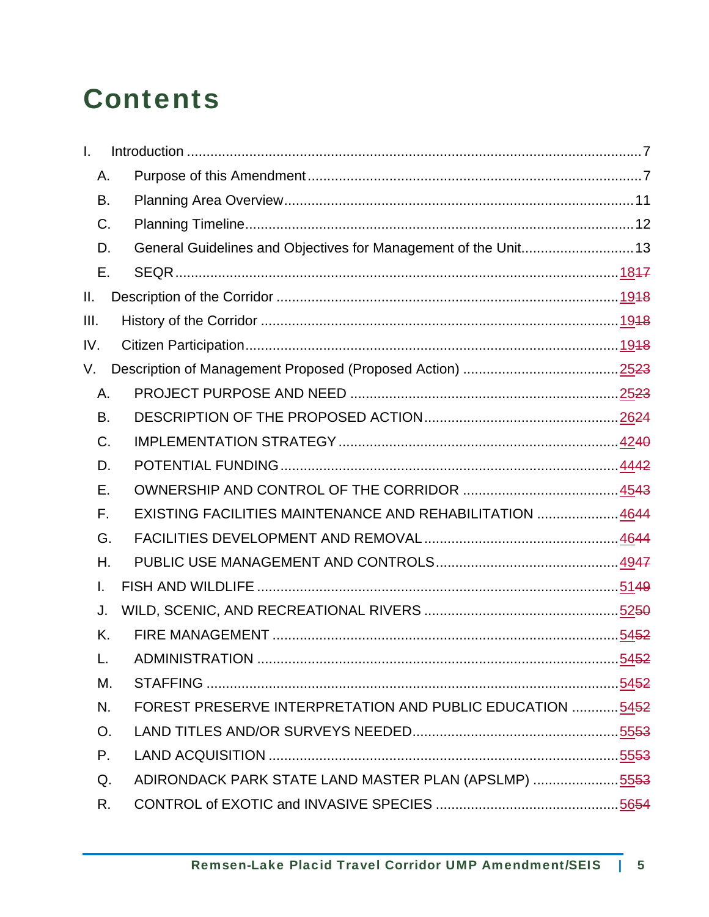# Contents

I. Introduction ........ 7

  A. Purpose of this Amendment ........ 7

  B. Planning Area Overview ........ 11

  C. Planning Timeline ........ 12

  D. General Guidelines and Objectives for Management of the Unit ........ 13

  E. SEQR ........ 18~~17~~

II. Description of the Corridor ........ 19~~18~~

III. History of the Corridor ........ 19~~18~~

IV. Citizen Participation ........ 19~~18~~

V. Description of Management Proposed (Proposed Action) ........ 25~~23~~

  A. PROJECT PURPOSE AND NEED ........ 25~~23~~

  B. DESCRIPTION OF THE PROPOSED ACTION ........ 26~~24~~

  C. IMPLEMENTATION STRATEGY ........ 42~~40~~

  D. POTENTIAL FUNDING ........ 44~~42~~

  E. OWNERSHIP AND CONTROL OF THE CORRIDOR ........ 45~~43~~

  F. EXISTING FACILITIES MAINTENANCE AND REHABILITATION ........ 46~~44~~

  G. FACILITIES DEVELOPMENT AND REMOVAL ........ 46~~44~~

  H. PUBLIC USE MANAGEMENT AND CONTROLS ........ 49~~47~~

  I. FISH AND WILDLIFE ........ 51~~49~~

  J. WILD, SCENIC, AND RECREATIONAL RIVERS ........ 52~~50~~

  K. FIRE MANAGEMENT ........ 54~~52~~

  L. ADMINISTRATION ........ 54~~52~~

  M. STAFFING ........ 54~~52~~

  N. FOREST PRESERVE INTERPRETATION AND PUBLIC EDUCATION ........ 54~~52~~

  O. LAND TITLES AND/OR SURVEYS NEEDED ........ 55~~53~~

  P. LAND ACQUISITION ........ 55~~53~~

  Q. ADIRONDACK PARK STATE LAND MASTER PLAN (APSLMP) ........ 55~~53~~

  R. CONTROL of EXOTIC and INVASIVE SPECIES ........ 56~~54~~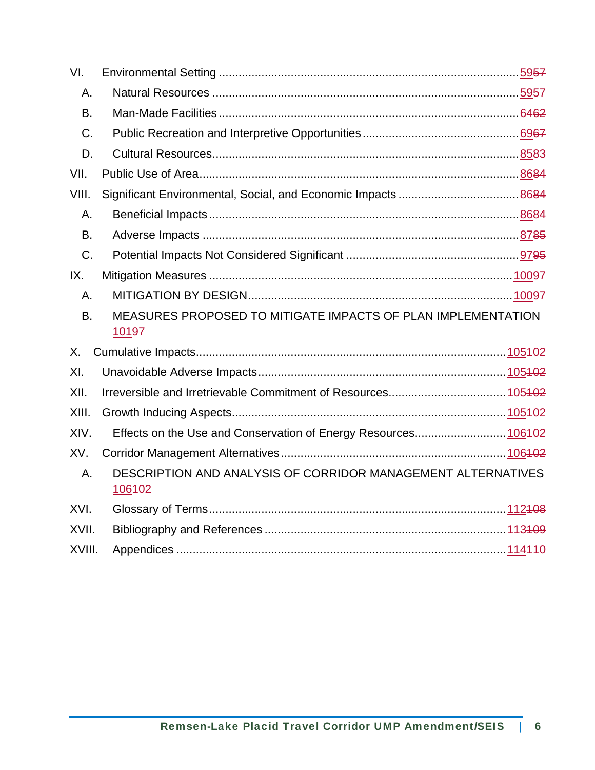VI. Environmental Setting ........ 5957

A. Natural Resources ........ 5957

B. Man-Made Facilities ........ 6462

C. Public Recreation and Interpretive Opportunities ........ 6967

D. Cultural Resources ........ 8583

VII. Public Use of Area ........ 8684

VIII. Significant Environmental, Social, and Economic Impacts ........ 8684

A. Beneficial Impacts ........ 8684

B. Adverse Impacts ........ 8785

C. Potential Impacts Not Considered Significant ........ 9795

IX. Mitigation Measures ........ 10097

A. MITIGATION BY DESIGN ........ 10097

B. MEASURES PROPOSED TO MITIGATE IMPACTS OF PLAN IMPLEMENTATION 10197

X. Cumulative Impacts ........ 105102

XI. Unavoidable Adverse Impacts ........ 105102

XII. Irreversible and Irretrievable Commitment of Resources ........ 105102

XIII. Growth Inducing Aspects ........ 105102

XIV. Effects on the Use and Conservation of Energy Resources ........ 106102

XV. Corridor Management Alternatives ........ 106102

A. DESCRIPTION AND ANALYSIS OF CORRIDOR MANAGEMENT ALTERNATIVES 106102

XVI. Glossary of Terms ........ 112108

XVII. Bibliography and References ........ 113109

XVIII. Appendices ........ 114110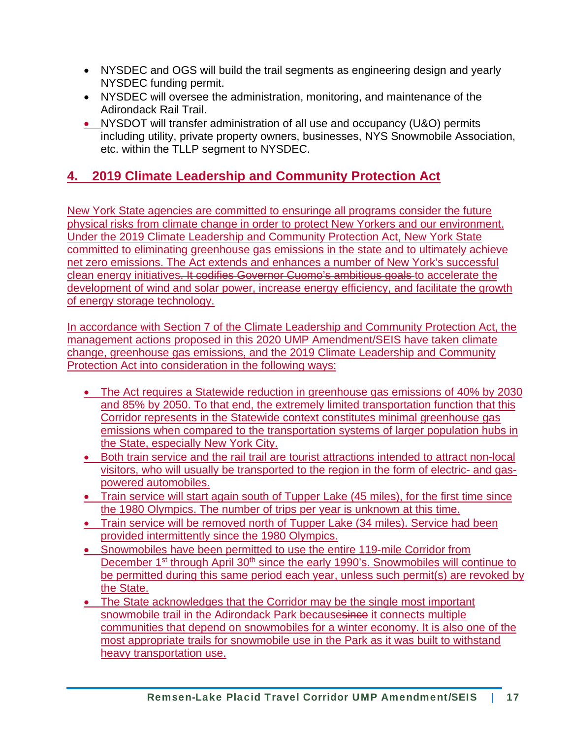- NYSDEC and OGS will build the trail segments as engineering design and yearly NYSDEC funding permit.
- NYSDEC will oversee the administration, monitoring, and maintenance of the Adirondack Rail Trail.
- NYSDOT will transfer administration of all use and occupancy (U&O) permits including utility, private property owners, businesses, NYS Snowmobile Association, etc. within the TLLP segment to NYSDEC.

## 4. 2019 Climate Leadership and Community Protection Act

New York State agencies are committed to ensuring~~e~~ all programs consider the future physical risks from climate change in order to protect New Yorkers and our environment. Under the 2019 Climate Leadership and Community Protection Act, New York State committed to eliminating greenhouse gas emissions in the state and to ultimately achieve net zero emissions. The Act extends and enhances a number of New York's successful clean energy initiatives~~. It codifies Governor Cuomo's ambitious goals~~ to accelerate the development of wind and solar power, increase energy efficiency, and facilitate the growth of energy storage technology.

In accordance with Section 7 of the Climate Leadership and Community Protection Act, the management actions proposed in this 2020 UMP Amendment/SEIS have taken climate change, greenhouse gas emissions, and the 2019 Climate Leadership and Community Protection Act into consideration in the following ways:

- The Act requires a Statewide reduction in greenhouse gas emissions of 40% by 2030 and 85% by 2050. To that end, the extremely limited transportation function that this Corridor represents in the Statewide context constitutes minimal greenhouse gas emissions when compared to the transportation systems of larger population hubs in the State, especially New York City.
- Both train service and the rail trail are tourist attractions intended to attract non-local visitors, who will usually be transported to the region in the form of electric- and gas-powered automobiles.
- Train service will start again south of Tupper Lake (45 miles), for the first time since the 1980 Olympics. The number of trips per year is unknown at this time.
- Train service will be removed north of Tupper Lake (34 miles). Service had been provided intermittently since the 1980 Olympics.
- Snowmobiles have been permitted to use the entire 119-mile Corridor from December 1st through April 30th since the early 1990's. Snowmobiles will continue to be permitted during this same period each year, unless such permit(s) are revoked by the State.
- The State acknowledges that the Corridor may be the single most important snowmobile trail in the Adirondack Park because~~since~~ it connects multiple communities that depend on snowmobiles for a winter economy. It is also one of the most appropriate trails for snowmobile use in the Park as it was built to withstand heavy transportation use.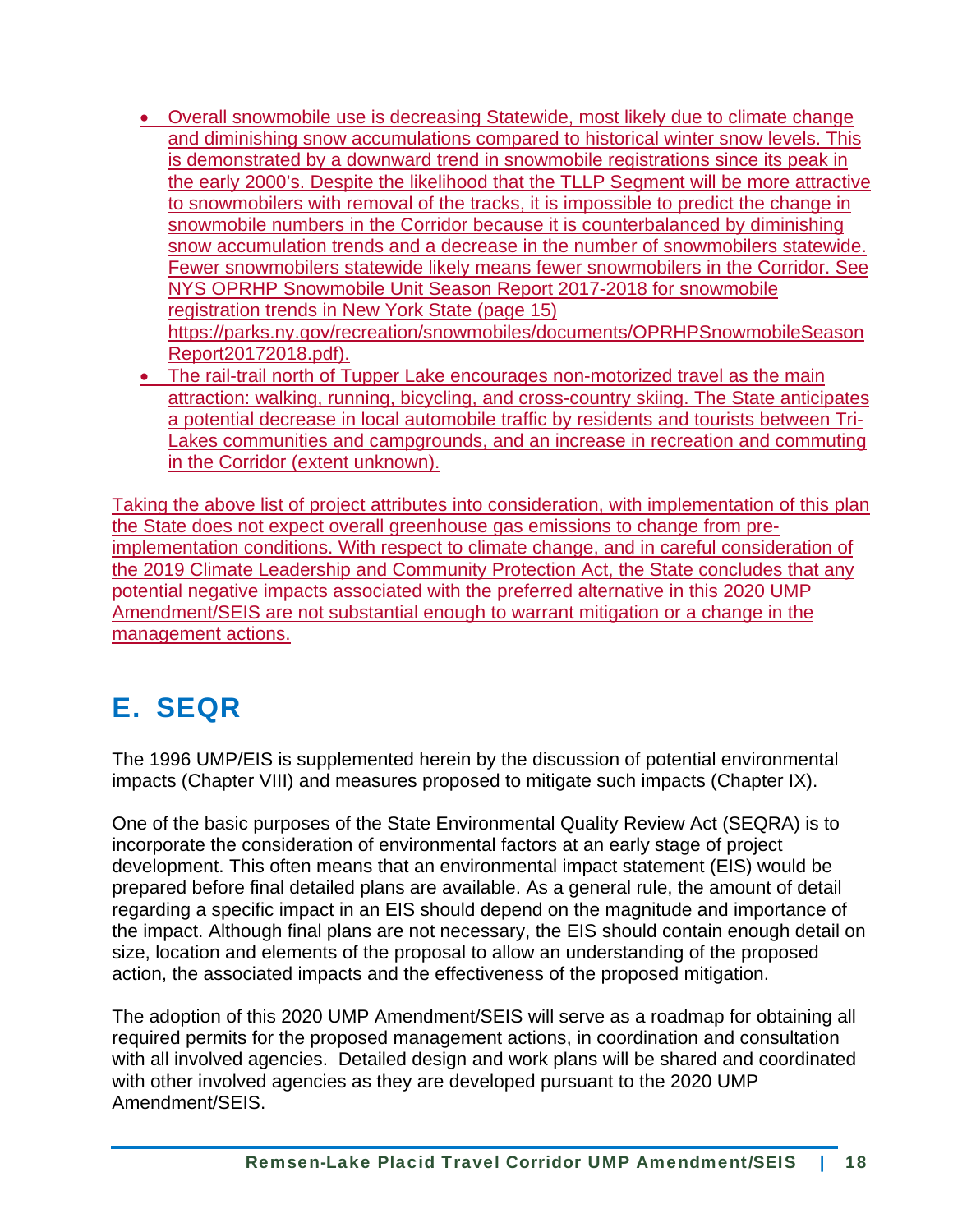- Overall snowmobile use is decreasing Statewide, most likely due to climate change and diminishing snow accumulations compared to historical winter snow levels. This is demonstrated by a downward trend in snowmobile registrations since its peak in the early 2000's. Despite the likelihood that the TLLP Segment will be more attractive to snowmobilers with removal of the tracks, it is impossible to predict the change in snowmobile numbers in the Corridor because it is counterbalanced by diminishing snow accumulation trends and a decrease in the number of snowmobilers statewide. Fewer snowmobilers statewide likely means fewer snowmobilers in the Corridor. See NYS OPRHP Snowmobile Unit Season Report 2017-2018 for snowmobile registration trends in New York State (page 15) https://parks.ny.gov/recreation/snowmobiles/documents/OPRHPSnowmobileSeasonReport20172018.pdf).
- The rail-trail north of Tupper Lake encourages non-motorized travel as the main attraction: walking, running, bicycling, and cross-country skiing. The State anticipates a potential decrease in local automobile traffic by residents and tourists between Tri-Lakes communities and campgrounds, and an increase in recreation and commuting in the Corridor (extent unknown).

Taking the above list of project attributes into consideration, with implementation of this plan the State does not expect overall greenhouse gas emissions to change from pre-implementation conditions. With respect to climate change, and in careful consideration of the 2019 Climate Leadership and Community Protection Act, the State concludes that any potential negative impacts associated with the preferred alternative in this 2020 UMP Amendment/SEIS are not substantial enough to warrant mitigation or a change in the management actions.

## E. SEQR

The 1996 UMP/EIS is supplemented herein by the discussion of potential environmental impacts (Chapter VIII) and measures proposed to mitigate such impacts (Chapter IX).

One of the basic purposes of the State Environmental Quality Review Act (SEQRA) is to incorporate the consideration of environmental factors at an early stage of project development. This often means that an environmental impact statement (EIS) would be prepared before final detailed plans are available. As a general rule, the amount of detail regarding a specific impact in an EIS should depend on the magnitude and importance of the impact. Although final plans are not necessary, the EIS should contain enough detail on size, location and elements of the proposal to allow an understanding of the proposed action, the associated impacts and the effectiveness of the proposed mitigation.

The adoption of this 2020 UMP Amendment/SEIS will serve as a roadmap for obtaining all required permits for the proposed management actions, in coordination and consultation with all involved agencies. Detailed design and work plans will be shared and coordinated with other involved agencies as they are developed pursuant to the 2020 UMP Amendment/SEIS.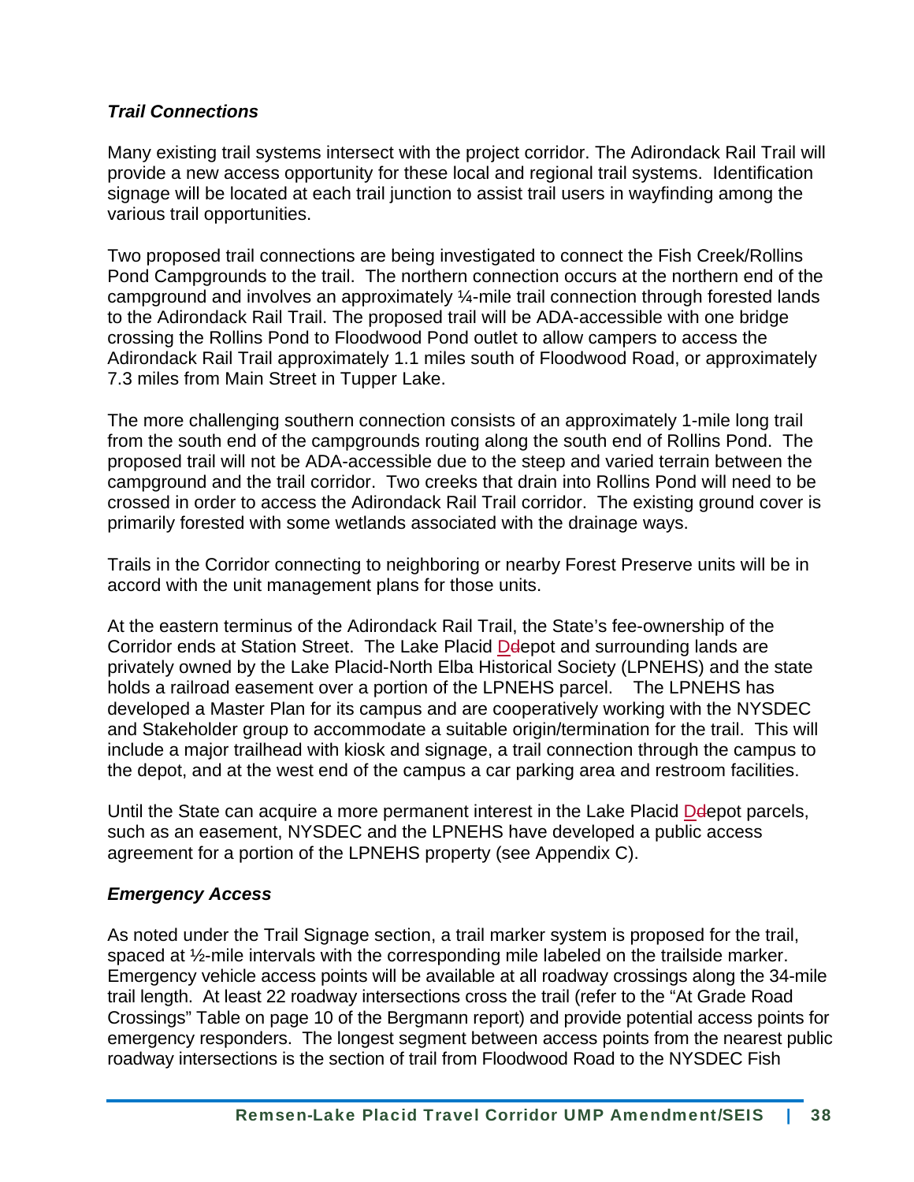### *Trail Connections*

Many existing trail systems intersect with the project corridor. The Adirondack Rail Trail will provide a new access opportunity for these local and regional trail systems. Identification signage will be located at each trail junction to assist trail users in wayfinding among the various trail opportunities.

Two proposed trail connections are being investigated to connect the Fish Creek/Rollins Pond Campgrounds to the trail. The northern connection occurs at the northern end of the campground and involves an approximately ¼-mile trail connection through forested lands to the Adirondack Rail Trail. The proposed trail will be ADA-accessible with one bridge crossing the Rollins Pond to Floodwood Pond outlet to allow campers to access the Adirondack Rail Trail approximately 1.1 miles south of Floodwood Road, or approximately 7.3 miles from Main Street in Tupper Lake.

The more challenging southern connection consists of an approximately 1-mile long trail from the south end of the campgrounds routing along the south end of Rollins Pond. The proposed trail will not be ADA-accessible due to the steep and varied terrain between the campground and the trail corridor. Two creeks that drain into Rollins Pond will need to be crossed in order to access the Adirondack Rail Trail corridor. The existing ground cover is primarily forested with some wetlands associated with the drainage ways.

Trails in the Corridor connecting to neighboring or nearby Forest Preserve units will be in accord with the unit management plans for those units.

At the eastern terminus of the Adirondack Rail Trail, the State's fee-ownership of the Corridor ends at Station Street. The Lake Placid Depot and surrounding lands are privately owned by the Lake Placid-North Elba Historical Society (LPNEHS) and the state holds a railroad easement over a portion of the LPNEHS parcel. The LPNEHS has developed a Master Plan for its campus and are cooperatively working with the NYSDEC and Stakeholder group to accommodate a suitable origin/termination for the trail. This will include a major trailhead with kiosk and signage, a trail connection through the campus to the depot, and at the west end of the campus a car parking area and restroom facilities.

Until the State can acquire a more permanent interest in the Lake Placid Depot parcels, such as an easement, NYSDEC and the LPNEHS have developed a public access agreement for a portion of the LPNEHS property (see Appendix C).

### *Emergency Access*

As noted under the Trail Signage section, a trail marker system is proposed for the trail, spaced at ½-mile intervals with the corresponding mile labeled on the trailside marker. Emergency vehicle access points will be available at all roadway crossings along the 34-mile trail length. At least 22 roadway intersections cross the trail (refer to the "At Grade Road Crossings" Table on page 10 of the Bergmann report) and provide potential access points for emergency responders. The longest segment between access points from the nearest public roadway intersections is the section of trail from Floodwood Road to the NYSDEC Fish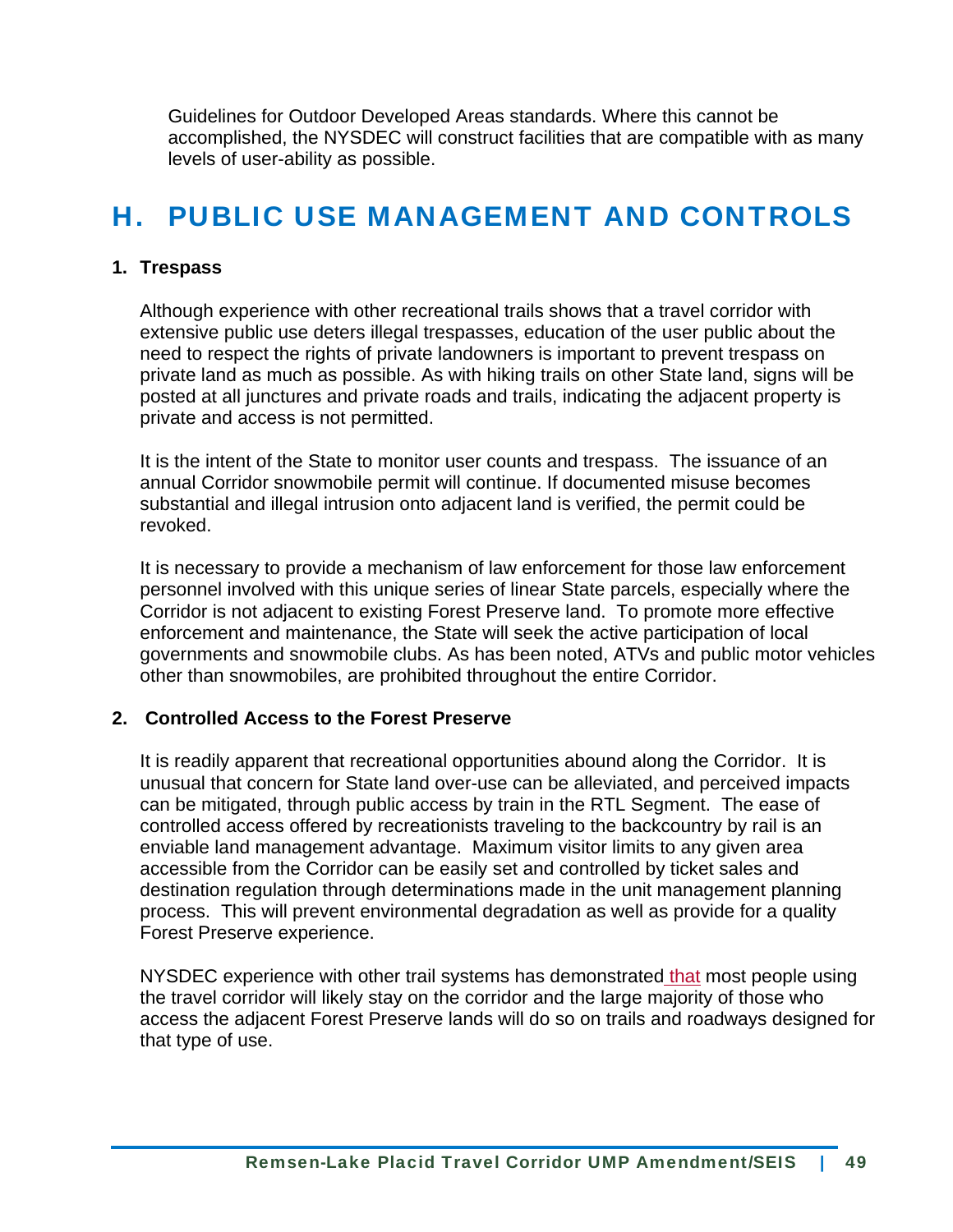Guidelines for Outdoor Developed Areas standards. Where this cannot be accomplished, the NYSDEC will construct facilities that are compatible with as many levels of user-ability as possible.

## H. PUBLIC USE MANAGEMENT AND CONTROLS

### 1. Trespass

Although experience with other recreational trails shows that a travel corridor with extensive public use deters illegal trespasses, education of the user public about the need to respect the rights of private landowners is important to prevent trespass on private land as much as possible. As with hiking trails on other State land, signs will be posted at all junctures and private roads and trails, indicating the adjacent property is private and access is not permitted.

It is the intent of the State to monitor user counts and trespass. The issuance of an annual Corridor snowmobile permit will continue. If documented misuse becomes substantial and illegal intrusion onto adjacent land is verified, the permit could be revoked.

It is necessary to provide a mechanism of law enforcement for those law enforcement personnel involved with this unique series of linear State parcels, especially where the Corridor is not adjacent to existing Forest Preserve land. To promote more effective enforcement and maintenance, the State will seek the active participation of local governments and snowmobile clubs. As has been noted, ATVs and public motor vehicles other than snowmobiles, are prohibited throughout the entire Corridor.

### 2. Controlled Access to the Forest Preserve

It is readily apparent that recreational opportunities abound along the Corridor. It is unusual that concern for State land over-use can be alleviated, and perceived impacts can be mitigated, through public access by train in the RTL Segment. The ease of controlled access offered by recreationists traveling to the backcountry by rail is an enviable land management advantage. Maximum visitor limits to any given area accessible from the Corridor can be easily set and controlled by ticket sales and destination regulation through determinations made in the unit management planning process. This will prevent environmental degradation as well as provide for a quality Forest Preserve experience.

NYSDEC experience with other trail systems has demonstrated that most people using the travel corridor will likely stay on the corridor and the large majority of those who access the adjacent Forest Preserve lands will do so on trails and roadways designed for that type of use.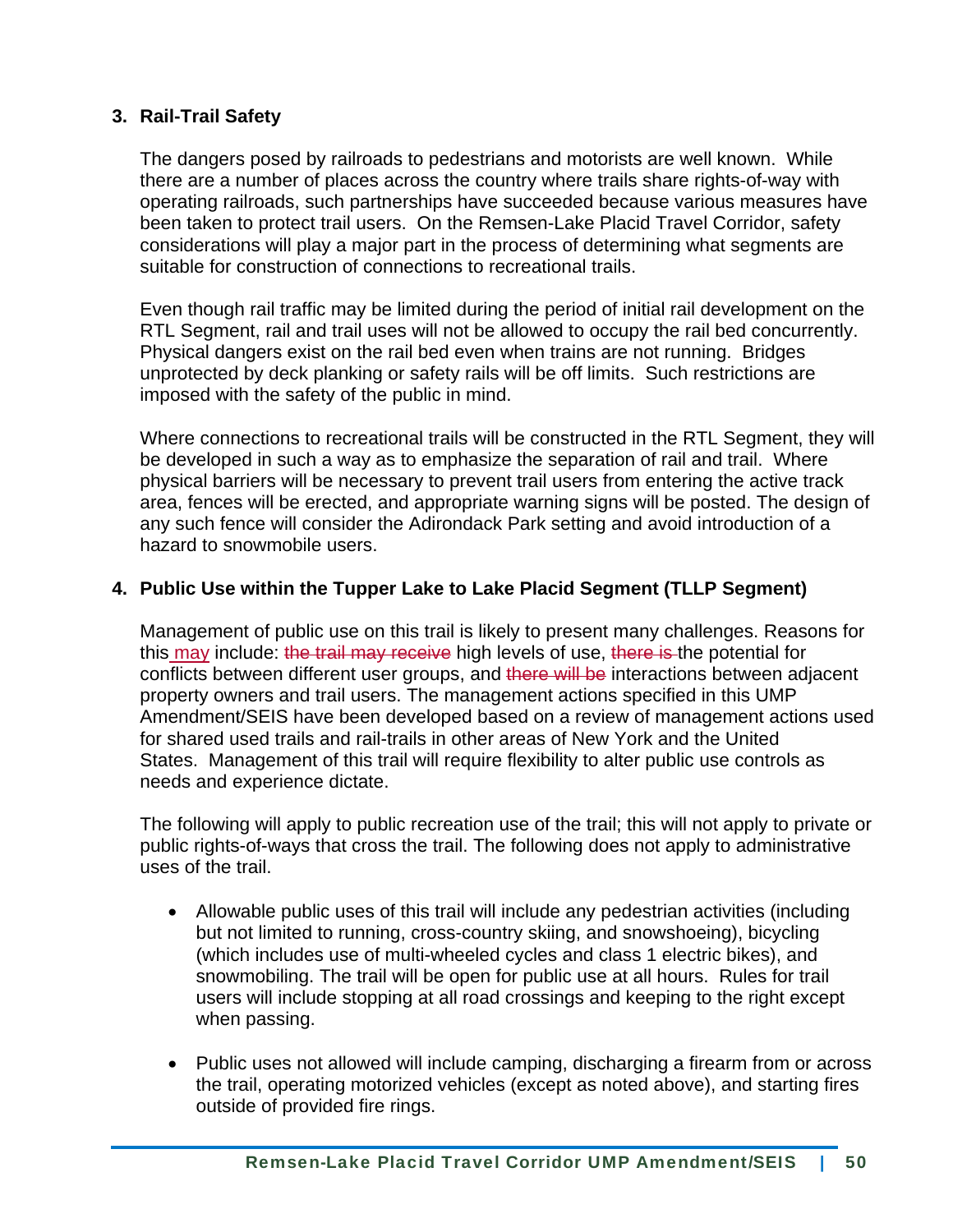### 3. Rail-Trail Safety

The dangers posed by railroads to pedestrians and motorists are well known. While there are a number of places across the country where trails share rights-of-way with operating railroads, such partnerships have succeeded because various measures have been taken to protect trail users. On the Remsen-Lake Placid Travel Corridor, safety considerations will play a major part in the process of determining what segments are suitable for construction of connections to recreational trails.

Even though rail traffic may be limited during the period of initial rail development on the RTL Segment, rail and trail uses will not be allowed to occupy the rail bed concurrently. Physical dangers exist on the rail bed even when trains are not running. Bridges unprotected by deck planking or safety rails will be off limits. Such restrictions are imposed with the safety of the public in mind.

Where connections to recreational trails will be constructed in the RTL Segment, they will be developed in such a way as to emphasize the separation of rail and trail. Where physical barriers will be necessary to prevent trail users from entering the active track area, fences will be erected, and appropriate warning signs will be posted. The design of any such fence will consider the Adirondack Park setting and avoid introduction of a hazard to snowmobile users.

### 4. Public Use within the Tupper Lake to Lake Placid Segment (TLLP Segment)

Management of public use on this trail is likely to present many challenges. Reasons for this may include: ~~the trail may receive~~ high levels of use, ~~there is~~ the potential for conflicts between different user groups, and ~~there will be~~ interactions between adjacent property owners and trail users. The management actions specified in this UMP Amendment/SEIS have been developed based on a review of management actions used for shared used trails and rail-trails in other areas of New York and the United States. Management of this trail will require flexibility to alter public use controls as needs and experience dictate.

The following will apply to public recreation use of the trail; this will not apply to private or public rights-of-ways that cross the trail. The following does not apply to administrative uses of the trail.

- Allowable public uses of this trail will include any pedestrian activities (including but not limited to running, cross-country skiing, and snowshoeing), bicycling (which includes use of multi-wheeled cycles and class 1 electric bikes), and snowmobiling. The trail will be open for public use at all hours. Rules for trail users will include stopping at all road crossings and keeping to the right except when passing.

- Public uses not allowed will include camping, discharging a firearm from or across the trail, operating motorized vehicles (except as noted above), and starting fires outside of provided fire rings.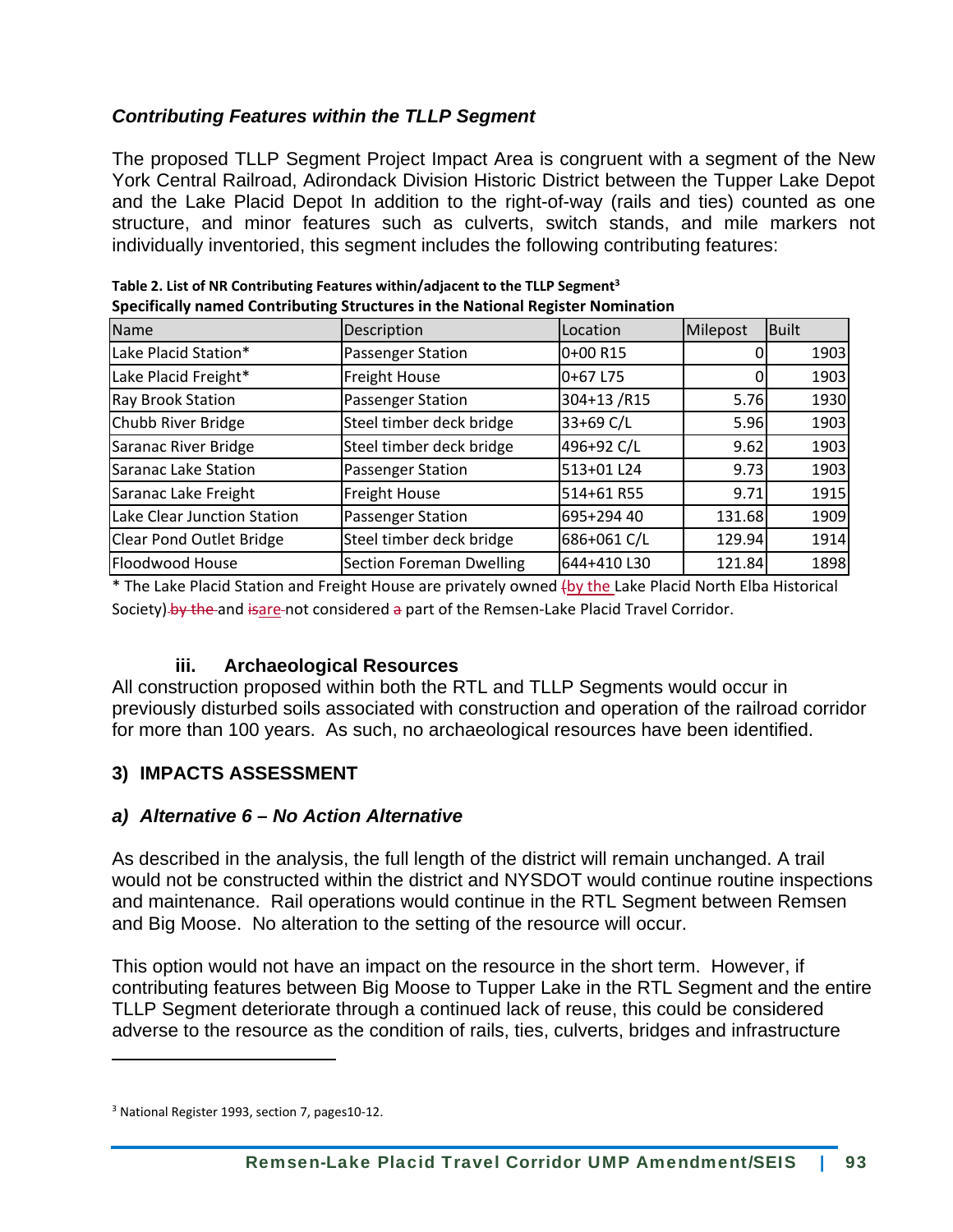### *Contributing Features within the TLLP Segment*

The proposed TLLP Segment Project Impact Area is congruent with a segment of the New York Central Railroad, Adirondack Division Historic District between the Tupper Lake Depot and the Lake Placid Depot In addition to the right-of-way (rails and ties) counted as one structure, and minor features such as culverts, switch stands, and mile markers not individually inventoried, this segment includes the following contributing features:

**Table 2. List of NR Contributing Features within/adjacent to the TLLP Segment[3]**
**Specifically named Contributing Structures in the National Register Nomination**

| Name | Description | Location | Milepost | Built |
|---|---|---|---|---|
| Lake Placid Station* | Passenger Station | 0+00 R15 | 0 | 1903 |
| Lake Placid Freight* | Freight House | 0+67 L75 | 0 | 1903 |
| Ray Brook Station | Passenger Station | 304+13 /R15 | 5.76 | 1930 |
| Chubb River Bridge | Steel timber deck bridge | 33+69 C/L | 5.96 | 1903 |
| Saranac River Bridge | Steel timber deck bridge | 496+92 C/L | 9.62 | 1903 |
| Saranac Lake Station | Passenger Station | 513+01 L24 | 9.73 | 1903 |
| Saranac Lake Freight | Freight House | 514+61 R55 | 9.71 | 1915 |
| Lake Clear Junction Station | Passenger Station | 695+294 40 | 131.68 | 1909 |
| Clear Pond Outlet Bridge | Steel timber deck bridge | 686+061 C/L | 129.94 | 1914 |
| Floodwood House | Section Foreman Dwelling | 644+410 L30 | 121.84 | 1898 |

\* The Lake Placid Station and Freight House are privately owned ~~(~~by the Lake Placid North Elba Historical Society) ~~by the~~ and ~~is~~are not considered ~~a~~ part of the Remsen-Lake Placid Travel Corridor.

#### iii. Archaeological Resources

All construction proposed within both the RTL and TLLP Segments would occur in previously disturbed soils associated with construction and operation of the railroad corridor for more than 100 years. As such, no archaeological resources have been identified.

## 3) IMPACTS ASSESSMENT

### *a) Alternative 6 – No Action Alternative*

As described in the analysis, the full length of the district will remain unchanged. A trail would not be constructed within the district and NYSDOT would continue routine inspections and maintenance. Rail operations would continue in the RTL Segment between Remsen and Big Moose. No alteration to the setting of the resource will occur.

This option would not have an impact on the resource in the short term. However, if contributing features between Big Moose to Tupper Lake in the RTL Segment and the entire TLLP Segment deteriorate through a continued lack of reuse, this could be considered adverse to the resource as the condition of rails, ties, culverts, bridges and infrastructure

---

[3] National Register 1993, section 7, pages10-12.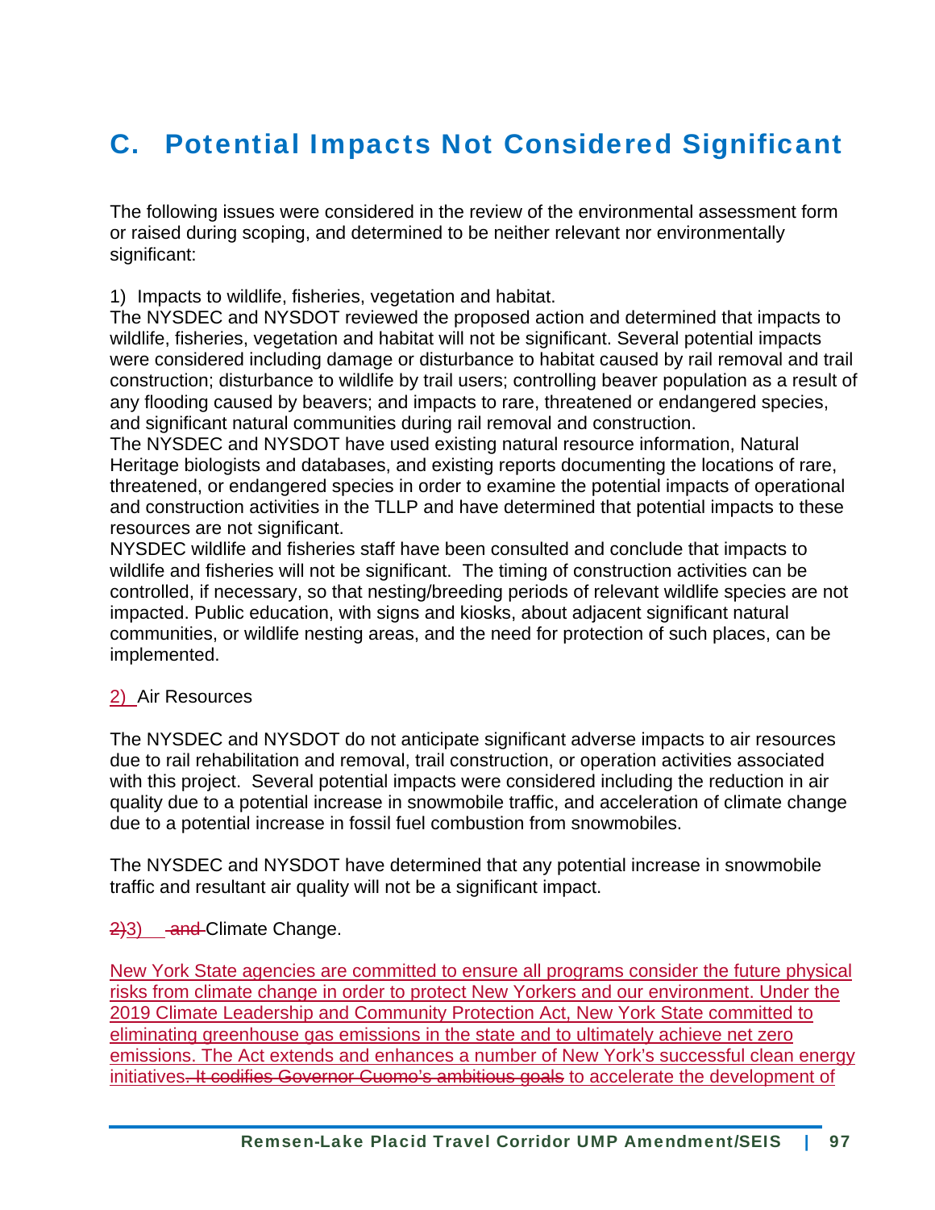## C. Potential Impacts Not Considered Significant

The following issues were considered in the review of the environmental assessment form or raised during scoping, and determined to be neither relevant nor environmentally significant:

1) Impacts to wildlife, fisheries, vegetation and habitat.
The NYSDEC and NYSDOT reviewed the proposed action and determined that impacts to wildlife, fisheries, vegetation and habitat will not be significant. Several potential impacts were considered including damage or disturbance to habitat caused by rail removal and trail construction; disturbance to wildlife by trail users; controlling beaver population as a result of any flooding caused by beavers; and impacts to rare, threatened or endangered species, and significant natural communities during rail removal and construction.
The NYSDEC and NYSDOT have used existing natural resource information, Natural Heritage biologists and databases, and existing reports documenting the locations of rare, threatened, or endangered species in order to examine the potential impacts of operational and construction activities in the TLLP and have determined that potential impacts to these resources are not significant.
NYSDEC wildlife and fisheries staff have been consulted and conclude that impacts to wildlife and fisheries will not be significant. The timing of construction activities can be controlled, if necessary, so that nesting/breeding periods of relevant wildlife species are not impacted. Public education, with signs and kiosks, about adjacent significant natural communities, or wildlife nesting areas, and the need for protection of such places, can be implemented.

2) Air Resources

The NYSDEC and NYSDOT do not anticipate significant adverse impacts to air resources due to rail rehabilitation and removal, trail construction, or operation activities associated with this project. Several potential impacts were considered including the reduction in air quality due to a potential increase in snowmobile traffic, and acceleration of climate change due to a potential increase in fossil fuel combustion from snowmobiles.

The NYSDEC and NYSDOT have determined that any potential increase in snowmobile traffic and resultant air quality will not be a significant impact.

~~2)~~3) ~~and~~ Climate Change.

New York State agencies are committed to ensure all programs consider the future physical risks from climate change in order to protect New Yorkers and our environment. Under the 2019 Climate Leadership and Community Protection Act, New York State committed to eliminating greenhouse gas emissions in the state and to ultimately achieve net zero emissions. The Act extends and enhances a number of New York's successful clean energy initiatives~~. It codifies Governor Cuomo's ambitious goals~~ to accelerate the development of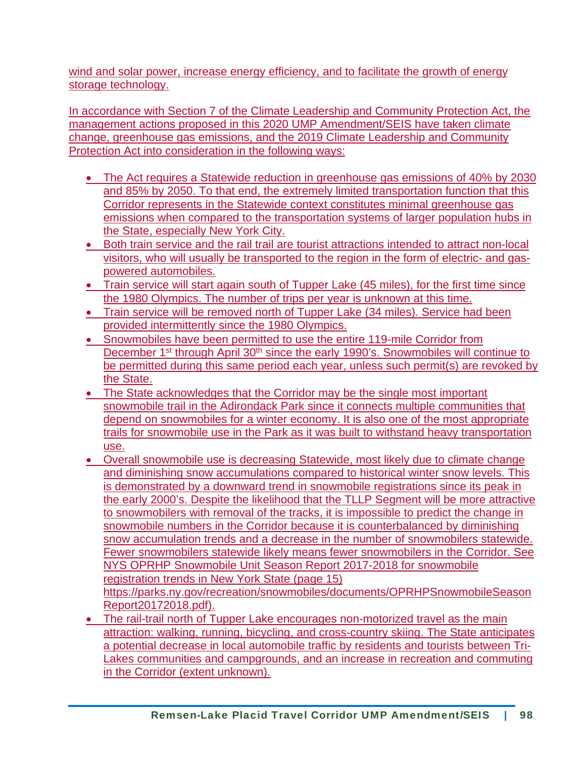wind and solar power, increase energy efficiency, and to facilitate the growth of energy storage technology.

In accordance with Section 7 of the Climate Leadership and Community Protection Act, the management actions proposed in this 2020 UMP Amendment/SEIS have taken climate change, greenhouse gas emissions, and the 2019 Climate Leadership and Community Protection Act into consideration in the following ways:

- The Act requires a Statewide reduction in greenhouse gas emissions of 40% by 2030 and 85% by 2050. To that end, the extremely limited transportation function that this Corridor represents in the Statewide context constitutes minimal greenhouse gas emissions when compared to the transportation systems of larger population hubs in the State, especially New York City.
- Both train service and the rail trail are tourist attractions intended to attract non-local visitors, who will usually be transported to the region in the form of electric- and gas-powered automobiles.
- Train service will start again south of Tupper Lake (45 miles), for the first time since the 1980 Olympics. The number of trips per year is unknown at this time.
- Train service will be removed north of Tupper Lake (34 miles). Service had been provided intermittently since the 1980 Olympics.
- Snowmobiles have been permitted to use the entire 119-mile Corridor from December 1st through April 30th since the early 1990's. Snowmobiles will continue to be permitted during this same period each year, unless such permit(s) are revoked by the State.
- The State acknowledges that the Corridor may be the single most important snowmobile trail in the Adirondack Park since it connects multiple communities that depend on snowmobiles for a winter economy. It is also one of the most appropriate trails for snowmobile use in the Park as it was built to withstand heavy transportation use.
- Overall snowmobile use is decreasing Statewide, most likely due to climate change and diminishing snow accumulations compared to historical winter snow levels. This is demonstrated by a downward trend in snowmobile registrations since its peak in the early 2000's. Despite the likelihood that the TLLP Segment will be more attractive to snowmobilers with removal of the tracks, it is impossible to predict the change in snowmobile numbers in the Corridor because it is counterbalanced by diminishing snow accumulation trends and a decrease in the number of snowmobilers statewide. Fewer snowmobilers statewide likely means fewer snowmobilers in the Corridor. See NYS OPRHP Snowmobile Unit Season Report 2017-2018 for snowmobile registration trends in New York State (page 15) https://parks.ny.gov/recreation/snowmobiles/documents/OPRHPSnowmobileSeasonReport20172018.pdf).
- The rail-trail north of Tupper Lake encourages non-motorized travel as the main attraction: walking, running, bicycling, and cross-country skiing. The State anticipates a potential decrease in local automobile traffic by residents and tourists between Tri-Lakes communities and campgrounds, and an increase in recreation and commuting in the Corridor (extent unknown).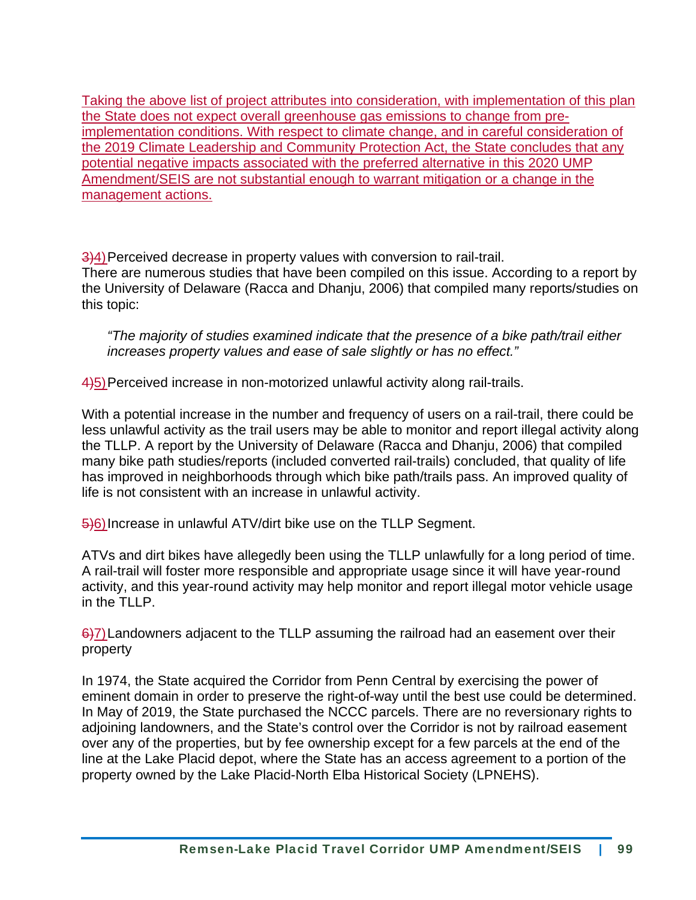Taking the above list of project attributes into consideration, with implementation of this plan the State does not expect overall greenhouse gas emissions to change from pre-implementation conditions. With respect to climate change, and in careful consideration of the 2019 Climate Leadership and Community Protection Act, the State concludes that any potential negative impacts associated with the preferred alternative in this 2020 UMP Amendment/SEIS are not substantial enough to warrant mitigation or a change in the management actions.

~~3)~~4) Perceived decrease in property values with conversion to rail-trail.
There are numerous studies that have been compiled on this issue. According to a report by the University of Delaware (Racca and Dhanju, 2006) that compiled many reports/studies on this topic:

> *"The majority of studies examined indicate that the presence of a bike path/trail either increases property values and ease of sale slightly or has no effect."*

~~4)~~5) Perceived increase in non-motorized unlawful activity along rail-trails.

With a potential increase in the number and frequency of users on a rail-trail, there could be less unlawful activity as the trail users may be able to monitor and report illegal activity along the TLLP. A report by the University of Delaware (Racca and Dhanju, 2006) that compiled many bike path studies/reports (included converted rail-trails) concluded, that quality of life has improved in neighborhoods through which bike path/trails pass. An improved quality of life is not consistent with an increase in unlawful activity.

~~5)~~6) Increase in unlawful ATV/dirt bike use on the TLLP Segment.

ATVs and dirt bikes have allegedly been using the TLLP unlawfully for a long period of time. A rail-trail will foster more responsible and appropriate usage since it will have year-round activity, and this year-round activity may help monitor and report illegal motor vehicle usage in the TLLP.

~~6)~~7) Landowners adjacent to the TLLP assuming the railroad had an easement over their property

In 1974, the State acquired the Corridor from Penn Central by exercising the power of eminent domain in order to preserve the right-of-way until the best use could be determined. In May of 2019, the State purchased the NCCC parcels. There are no reversionary rights to adjoining landowners, and the State's control over the Corridor is not by railroad easement over any of the properties, but by fee ownership except for a few parcels at the end of the line at the Lake Placid depot, where the State has an access agreement to a portion of the property owned by the Lake Placid-North Elba Historical Society (LPNEHS).